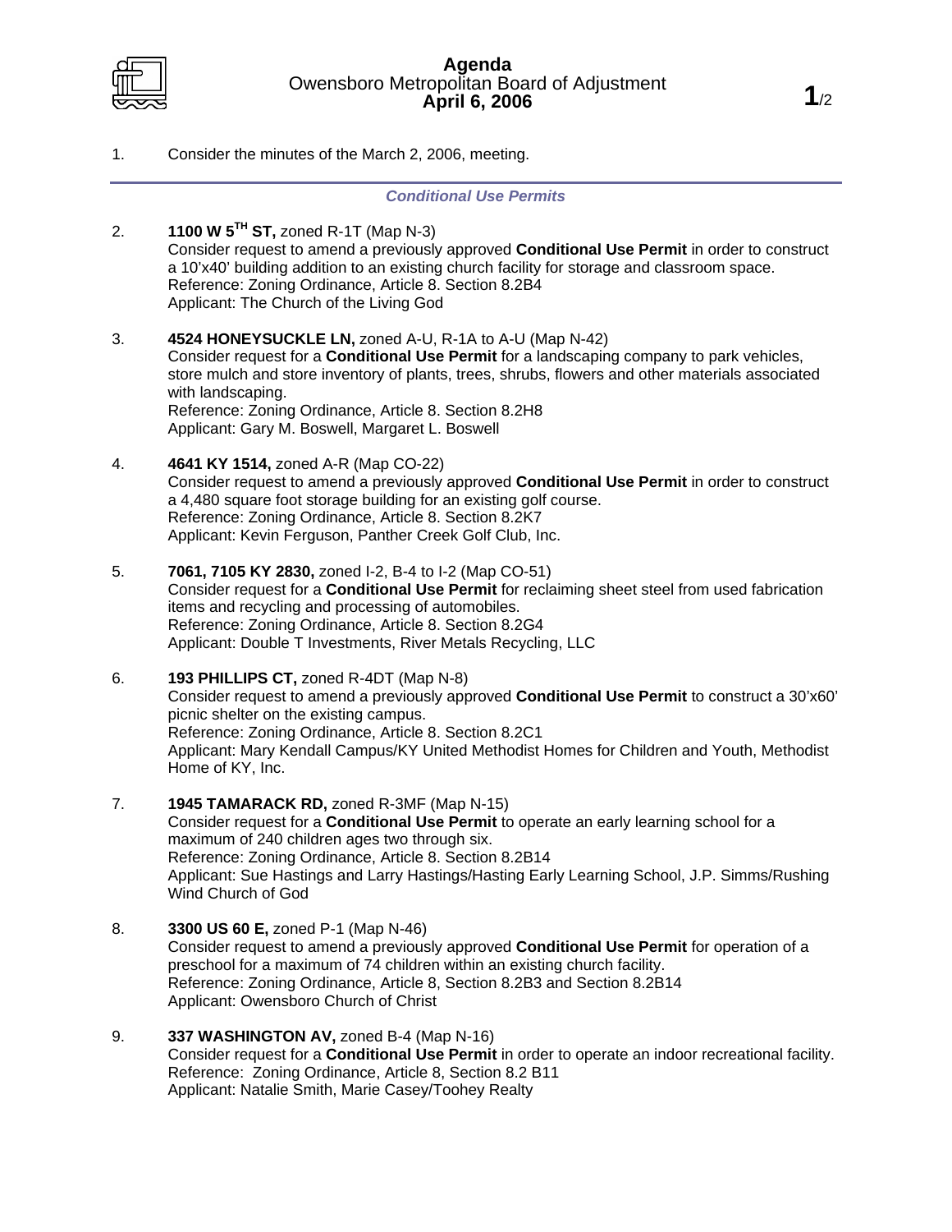# Agenda
## Owensboro Metropolitan Board of Adjustment
### April 6, 2006

1. Consider the minutes of the March 2, 2006, meeting.

---

### *Conditional Use Permits*

2. **1100 W 5TH ST,** zoned R-1T (Map N-3)
   Consider request to amend a previously approved **Conditional Use Permit** in order to construct a 10'x40' building addition to an existing church facility for storage and classroom space.
   Reference: Zoning Ordinance, Article 8. Section 8.2B4
   Applicant: The Church of the Living God

3. **4524 HONEYSUCKLE LN,** zoned A-U, R-1A to A-U (Map N-42)
   Consider request for a **Conditional Use Permit** for a landscaping company to park vehicles, store mulch and store inventory of plants, trees, shrubs, flowers and other materials associated with landscaping.
   Reference: Zoning Ordinance, Article 8. Section 8.2H8
   Applicant: Gary M. Boswell, Margaret L. Boswell

4. **4641 KY 1514,** zoned A-R (Map CO-22)
   Consider request to amend a previously approved **Conditional Use Permit** in order to construct a 4,480 square foot storage building for an existing golf course.
   Reference: Zoning Ordinance, Article 8. Section 8.2K7
   Applicant: Kevin Ferguson, Panther Creek Golf Club, Inc.

5. **7061, 7105 KY 2830,** zoned I-2, B-4 to I-2 (Map CO-51)
   Consider request for a **Conditional Use Permit** for reclaiming sheet steel from used fabrication items and recycling and processing of automobiles.
   Reference: Zoning Ordinance, Article 8. Section 8.2G4
   Applicant: Double T Investments, River Metals Recycling, LLC

6. **193 PHILLIPS CT,** zoned R-4DT (Map N-8)
   Consider request to amend a previously approved **Conditional Use Permit** to construct a 30'x60' picnic shelter on the existing campus.
   Reference: Zoning Ordinance, Article 8. Section 8.2C1
   Applicant: Mary Kendall Campus/KY United Methodist Homes for Children and Youth, Methodist Home of KY, Inc.

7. **1945 TAMARACK RD,** zoned R-3MF (Map N-15)
   Consider request for a **Conditional Use Permit** to operate an early learning school for a maximum of 240 children ages two through six.
   Reference: Zoning Ordinance, Article 8. Section 8.2B14
   Applicant: Sue Hastings and Larry Hastings/Hasting Early Learning School, J.P. Simms/Rushing Wind Church of God

8. **3300 US 60 E,** zoned P-1 (Map N-46)
   Consider request to amend a previously approved **Conditional Use Permit** for operation of a preschool for a maximum of 74 children within an existing church facility.
   Reference: Zoning Ordinance, Article 8, Section 8.2B3 and Section 8.2B14
   Applicant: Owensboro Church of Christ

9. **337 WASHINGTON AV,** zoned B-4 (Map N-16)
   Consider request for a **Conditional Use Permit** in order to operate an indoor recreational facility.
   Reference: Zoning Ordinance, Article 8, Section 8.2 B11
   Applicant: Natalie Smith, Marie Casey/Toohey Realty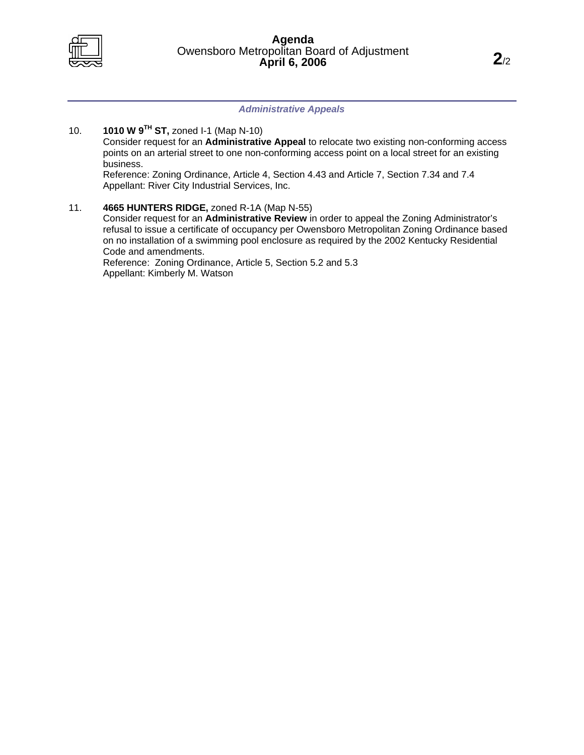## *Administrative Appeals*

10. **1010 W 9TH ST,** zoned I-1 (Map N-10)
    Consider request for an **Administrative Appeal** to relocate two existing non-conforming access points on an arterial street to one non-conforming access point on a local street for an existing business.
    Reference: Zoning Ordinance, Article 4, Section 4.43 and Article 7, Section 7.34 and 7.4
    Appellant: River City Industrial Services, Inc.

11. **4665 HUNTERS RIDGE,** zoned R-1A (Map N-55)
    Consider request for an **Administrative Review** in order to appeal the Zoning Administrator's refusal to issue a certificate of occupancy per Owensboro Metropolitan Zoning Ordinance based on no installation of a swimming pool enclosure as required by the 2002 Kentucky Residential Code and amendments.
    Reference: Zoning Ordinance, Article 5, Section 5.2 and 5.3
    Appellant: Kimberly M. Watson